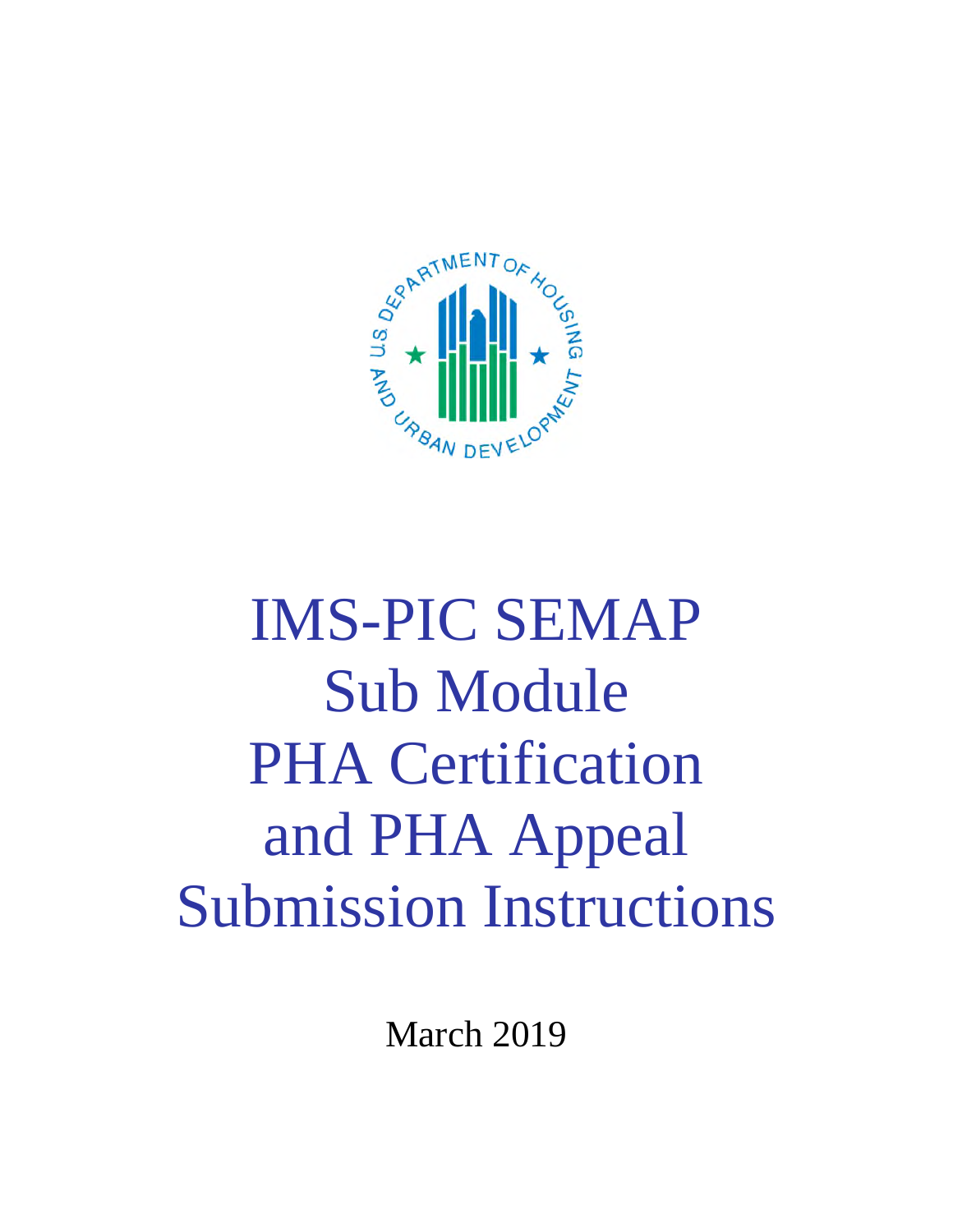# IMS-PIC SEMAP Sub Module PHA Certification and PHA Appeal Submission Instructions

March 2019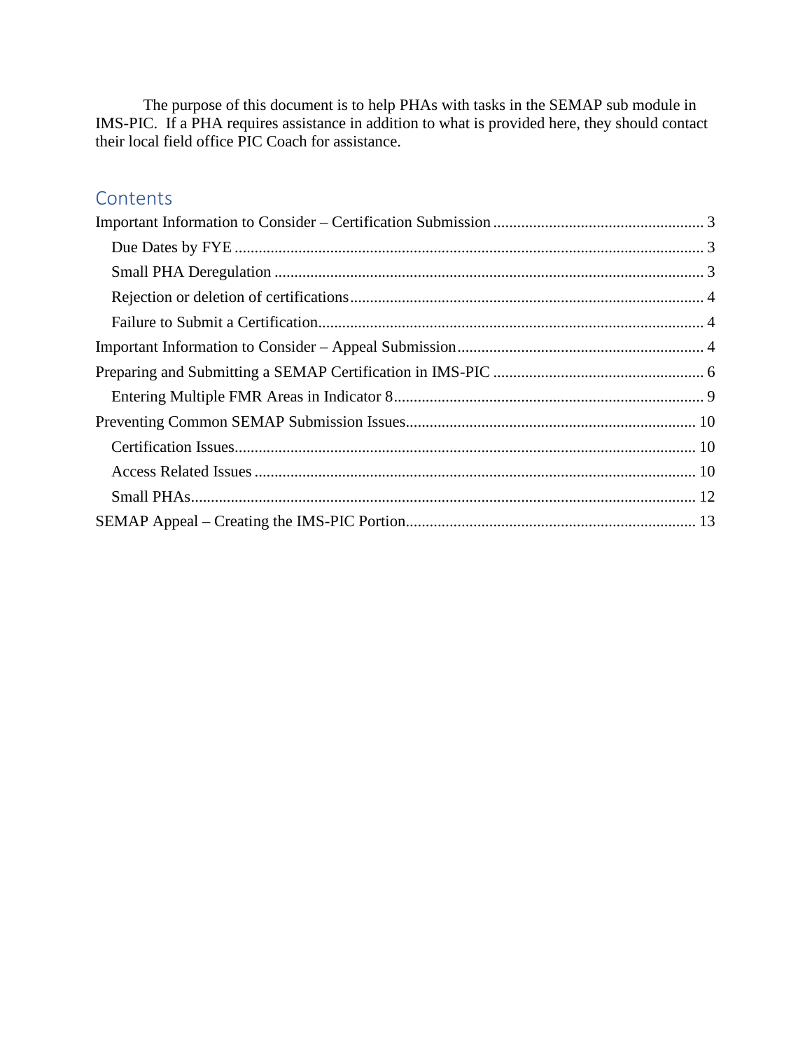The purpose of this document is to help PHAs with tasks in the SEMAP sub module in IMS-PIC. If a PHA requires assistance in addition to what is provided here, they should contact their local field office PIC Coach for assistance.

## Contents

- Important Information to Consider – Certification Submission ..... 3
  - Due Dates by FYE ..... 3
  - Small PHA Deregulation ..... 3
  - Rejection or deletion of certifications ..... 4
  - Failure to Submit a Certification ..... 4
- Important Information to Consider – Appeal Submission ..... 4
- Preparing and Submitting a SEMAP Certification in IMS-PIC ..... 6
  - Entering Multiple FMR Areas in Indicator 8 ..... 9
- Preventing Common SEMAP Submission Issues ..... 10
  - Certification Issues ..... 10
  - Access Related Issues ..... 10
  - Small PHAs ..... 12
- SEMAP Appeal – Creating the IMS-PIC Portion ..... 13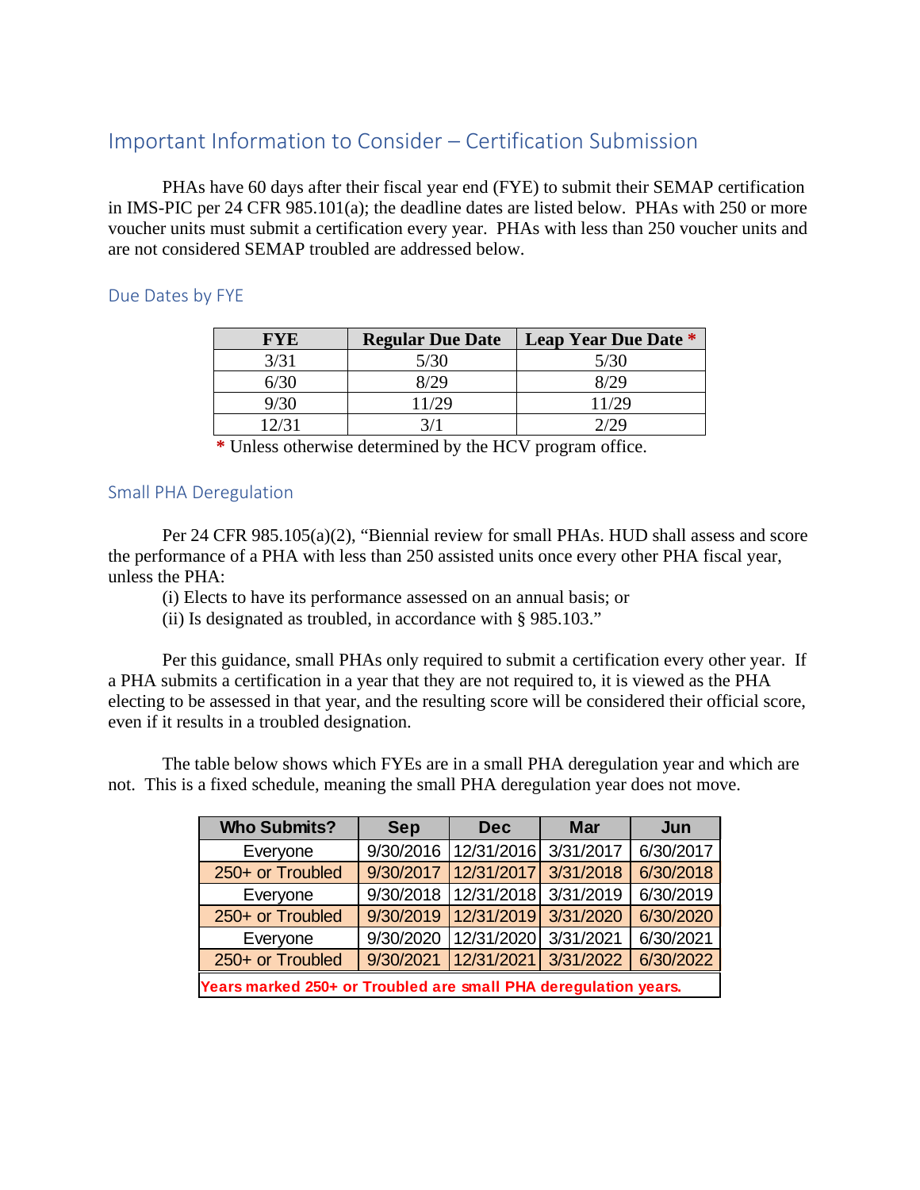## Important Information to Consider – Certification Submission

PHAs have 60 days after their fiscal year end (FYE) to submit their SEMAP certification in IMS-PIC per 24 CFR 985.101(a); the deadline dates are listed below. PHAs with 250 or more voucher units must submit a certification every year. PHAs with less than 250 voucher units and are not considered SEMAP troubled are addressed below.

### Due Dates by FYE

| FYE | Regular Due Date | Leap Year Due Date * |
|---|---|---|
| 3/31 | 5/30 | 5/30 |
| 6/30 | 8/29 | 8/29 |
| 9/30 | 11/29 | 11/29 |
| 12/31 | 3/1 | 2/29 |

* Unless otherwise determined by the HCV program office.

### Small PHA Deregulation

Per 24 CFR 985.105(a)(2), "Biennial review for small PHAs. HUD shall assess and score the performance of a PHA with less than 250 assisted units once every other PHA fiscal year, unless the PHA:

(i) Elects to have its performance assessed on an annual basis; or

(ii) Is designated as troubled, in accordance with § 985.103."

Per this guidance, small PHAs only required to submit a certification every other year. If a PHA submits a certification in a year that they are not required to, it is viewed as the PHA electing to be assessed in that year, and the resulting score will be considered their official score, even if it results in a troubled designation.

The table below shows which FYEs are in a small PHA deregulation year and which are not. This is a fixed schedule, meaning the small PHA deregulation year does not move.

| Who Submits? | Sep | Dec | Mar | Jun |
|---|---|---|---|---|
| Everyone | 9/30/2016 | 12/31/2016 | 3/31/2017 | 6/30/2017 |
| 250+ or Troubled | 9/30/2017 | 12/31/2017 | 3/31/2018 | 6/30/2018 |
| Everyone | 9/30/2018 | 12/31/2018 | 3/31/2019 | 6/30/2019 |
| 250+ or Troubled | 9/30/2019 | 12/31/2019 | 3/31/2020 | 6/30/2020 |
| Everyone | 9/30/2020 | 12/31/2020 | 3/31/2021 | 6/30/2021 |
| 250+ or Troubled | 9/30/2021 | 12/31/2021 | 3/31/2022 | 6/30/2022 |

**Years marked 250+ or Troubled are small PHA deregulation years.**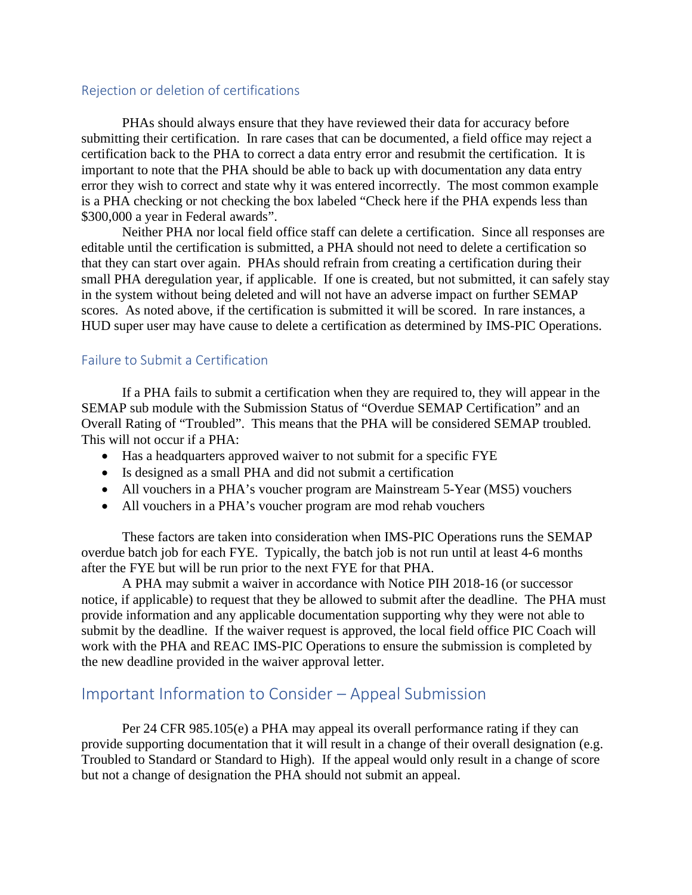### Rejection or deletion of certifications

PHAs should always ensure that they have reviewed their data for accuracy before submitting their certification. In rare cases that can be documented, a field office may reject a certification back to the PHA to correct a data entry error and resubmit the certification. It is important to note that the PHA should be able to back up with documentation any data entry error they wish to correct and state why it was entered incorrectly. The most common example is a PHA checking or not checking the box labeled "Check here if the PHA expends less than $300,000 a year in Federal awards".

Neither PHA nor local field office staff can delete a certification. Since all responses are editable until the certification is submitted, a PHA should not need to delete a certification so that they can start over again. PHAs should refrain from creating a certification during their small PHA deregulation year, if applicable. If one is created, but not submitted, it can safely stay in the system without being deleted and will not have an adverse impact on further SEMAP scores. As noted above, if the certification is submitted it will be scored. In rare instances, a HUD super user may have cause to delete a certification as determined by IMS-PIC Operations.

### Failure to Submit a Certification

If a PHA fails to submit a certification when they are required to, they will appear in the SEMAP sub module with the Submission Status of "Overdue SEMAP Certification" and an Overall Rating of "Troubled". This means that the PHA will be considered SEMAP troubled. This will not occur if a PHA:

- Has a headquarters approved waiver to not submit for a specific FYE
- Is designed as a small PHA and did not submit a certification
- All vouchers in a PHA's voucher program are Mainstream 5-Year (MS5) vouchers
- All vouchers in a PHA's voucher program are mod rehab vouchers

These factors are taken into consideration when IMS-PIC Operations runs the SEMAP overdue batch job for each FYE. Typically, the batch job is not run until at least 4-6 months after the FYE but will be run prior to the next FYE for that PHA.

A PHA may submit a waiver in accordance with Notice PIH 2018-16 (or successor notice, if applicable) to request that they be allowed to submit after the deadline. The PHA must provide information and any applicable documentation supporting why they were not able to submit by the deadline. If the waiver request is approved, the local field office PIC Coach will work with the PHA and REAC IMS-PIC Operations to ensure the submission is completed by the new deadline provided in the waiver approval letter.

## Important Information to Consider – Appeal Submission

Per 24 CFR 985.105(e) a PHA may appeal its overall performance rating if they can provide supporting documentation that it will result in a change of their overall designation (e.g. Troubled to Standard or Standard to High). If the appeal would only result in a change of score but not a change of designation the PHA should not submit an appeal.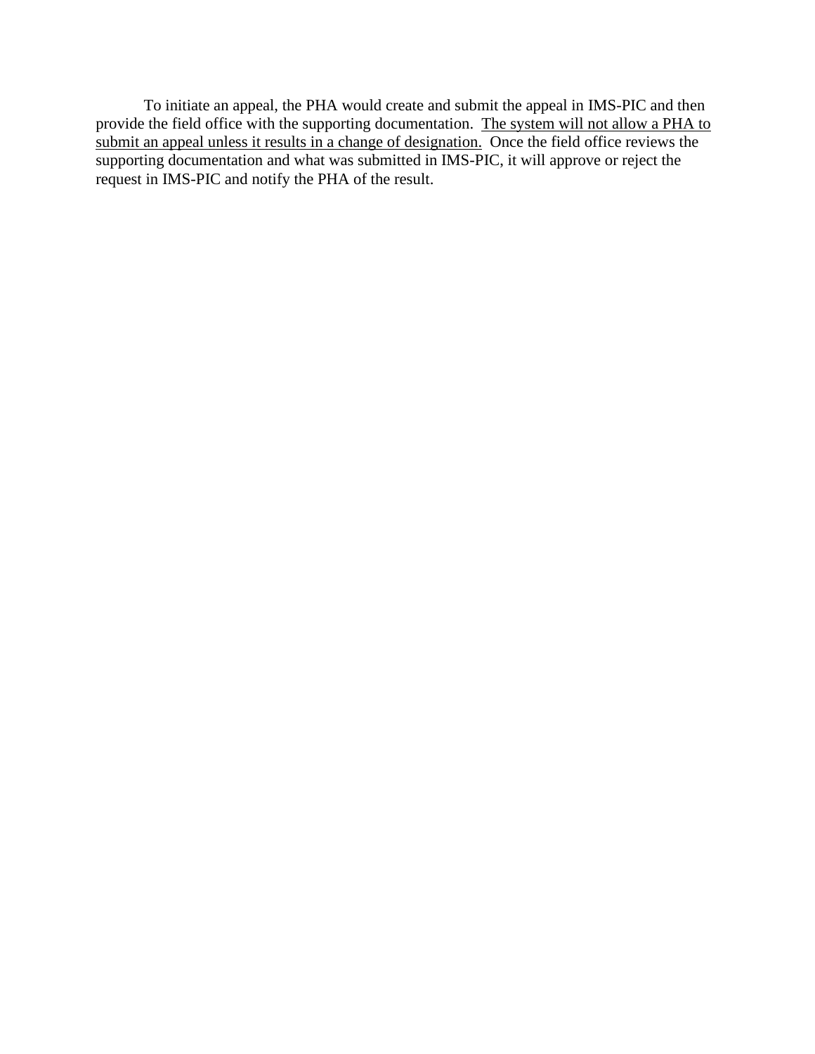To initiate an appeal, the PHA would create and submit the appeal in IMS-PIC and then provide the field office with the supporting documentation. <u>The system will not allow a PHA to submit an appeal unless it results in a change of designation.</u> Once the field office reviews the supporting documentation and what was submitted in IMS-PIC, it will approve or reject the request in IMS-PIC and notify the PHA of the result.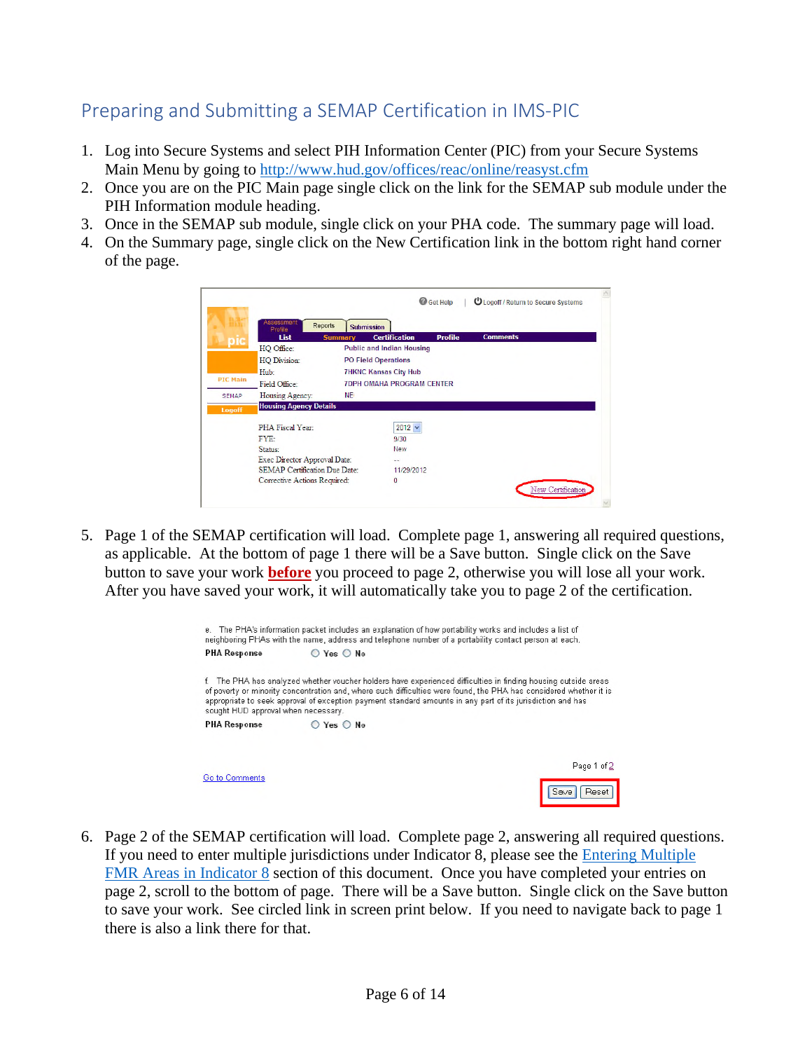## Preparing and Submitting a SEMAP Certification in IMS-PIC

1. Log into Secure Systems and select PIH Information Center (PIC) from your Secure Systems Main Menu by going to http://www.hud.gov/offices/reac/online/reasyst.cfm
2. Once you are on the PIC Main page single click on the link for the SEMAP sub module under the PIH Information module heading.
3. Once in the SEMAP sub module, single click on your PHA code. The summary page will load.
4. On the Summary page, single click on the New Certification link in the bottom right hand corner of the page.

5. Page 1 of the SEMAP certification will load. Complete page 1, answering all required questions, as applicable. At the bottom of page 1 there will be a Save button. Single click on the Save button to save your work **before** you proceed to page 2, otherwise you will lose all your work. After you have saved your work, it will automatically take you to page 2 of the certification.

6. Page 2 of the SEMAP certification will load. Complete page 2, answering all required questions. If you need to enter multiple jurisdictions under Indicator 8, please see the Entering Multiple FMR Areas in Indicator 8 section of this document. Once you have completed your entries on page 2, scroll to the bottom of page. There will be a Save button. Single click on the Save button to save your work. See circled link in screen print below. If you need to navigate back to page 1 there is also a link there for that.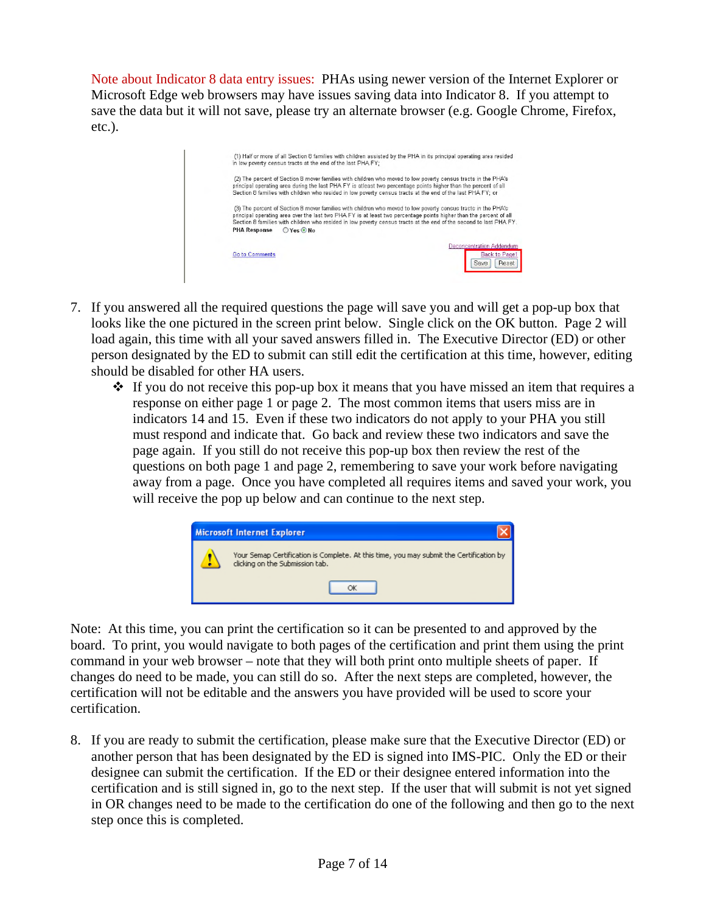Note about Indicator 8 data entry issues: PHAs using newer version of the Internet Explorer or Microsoft Edge web browsers may have issues saving data into Indicator 8. If you attempt to save the data but it will not save, please try an alternate browser (e.g. Google Chrome, Firefox, etc.).

7. If you answered all the required questions the page will save you and will get a pop-up box that looks like the one pictured in the screen print below. Single click on the OK button. Page 2 will load again, this time with all your saved answers filled in. The Executive Director (ED) or other person designated by the ED to submit can still edit the certification at this time, however, editing should be disabled for other HA users.
   - If you do not receive this pop-up box it means that you have missed an item that requires a response on either page 1 or page 2. The most common items that users miss are in indicators 14 and 15. Even if these two indicators do not apply to your PHA you still must respond and indicate that. Go back and review these two indicators and save the page again. If you still do not receive this pop-up box then review the rest of the questions on both page 1 and page 2, remembering to save your work before navigating away from a page. Once you have completed all requires items and saved your work, you will receive the pop up below and can continue to the next step.

Note: At this time, you can print the certification so it can be presented to and approved by the board. To print, you would navigate to both pages of the certification and print them using the print command in your web browser – note that they will both print onto multiple sheets of paper. If changes do need to be made, you can still do so. After the next steps are completed, however, the certification will not be editable and the answers you have provided will be used to score your certification.

8. If you are ready to submit the certification, please make sure that the Executive Director (ED) or another person that has been designated by the ED is signed into IMS-PIC. Only the ED or their designee can submit the certification. If the ED or their designee entered information into the certification and is still signed in, go to the next step. If the user that will submit is not yet signed in OR changes need to be made to the certification do one of the following and then go to the next step once this is completed.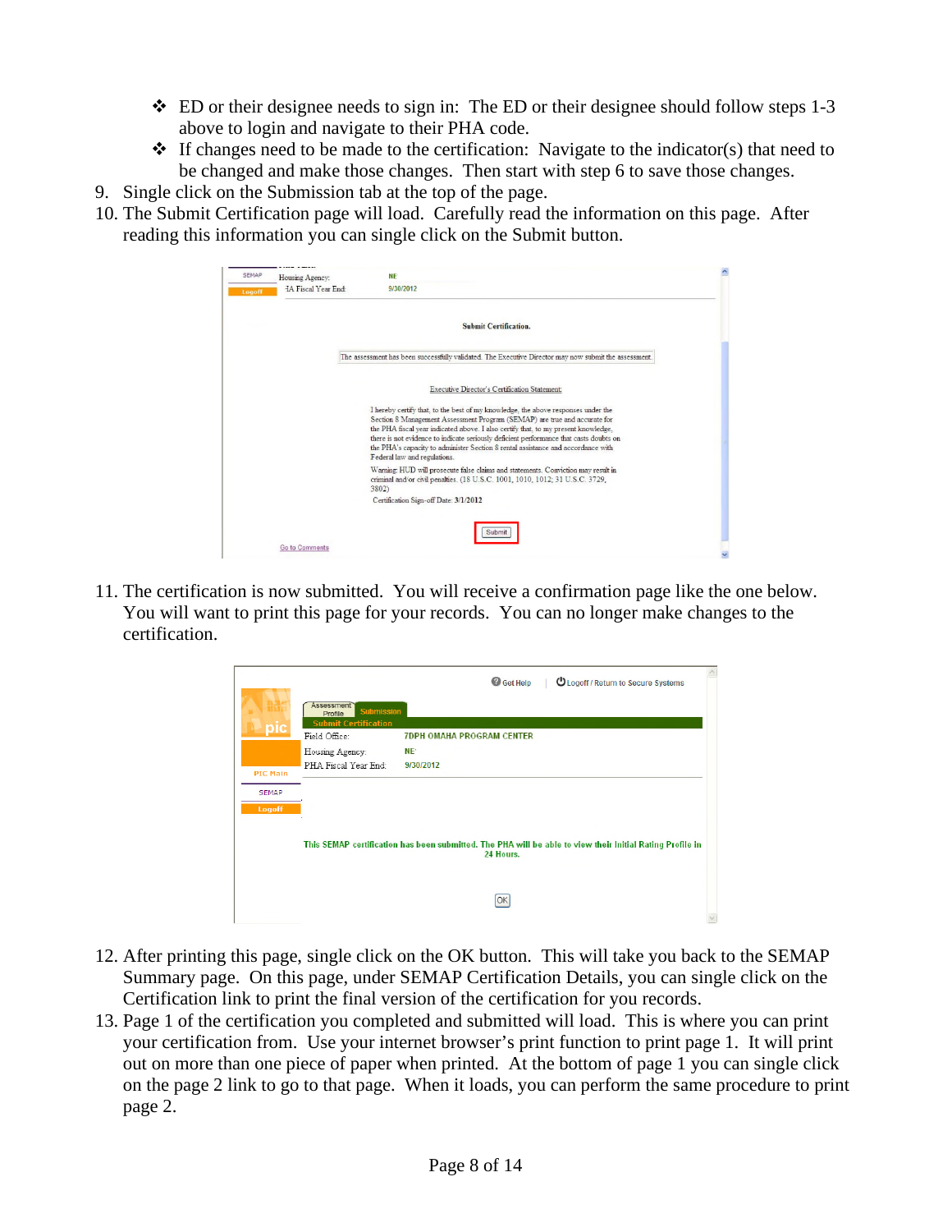- ED or their designee needs to sign in: The ED or their designee should follow steps 1-3 above to login and navigate to their PHA code.
- If changes need to be made to the certification: Navigate to the indicator(s) that need to be changed and make those changes. Then start with step 6 to save those changes.

9. Single click on the Submission tab at the top of the page.
10. The Submit Certification page will load. Carefully read the information on this page. After reading this information you can single click on the Submit button.
11. The certification is now submitted. You will receive a confirmation page like the one below. You will want to print this page for your records. You can no longer make changes to the certification.
12. After printing this page, single click on the OK button. This will take you back to the SEMAP Summary page. On this page, under SEMAP Certification Details, you can single click on the Certification link to print the final version of the certification for you records.
13. Page 1 of the certification you completed and submitted will load. This is where you can print your certification from. Use your internet browser's print function to print page 1. It will print out on more than one piece of paper when printed. At the bottom of page 1 you can single click on the page 2 link to go to that page. When it loads, you can perform the same procedure to print page 2.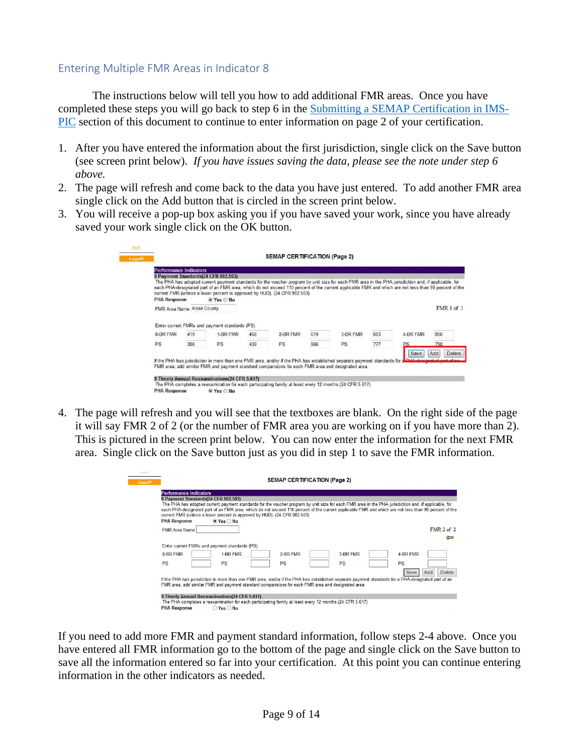## Entering Multiple FMR Areas in Indicator 8

The instructions below will tell you how to add additional FMR areas. Once you have completed these steps you will go back to step 6 in the [Submitting a SEMAP Certification in IMS-PIC] section of this document to continue to enter information on page 2 of your certification.

1. After you have entered the information about the first jurisdiction, single click on the Save button (see screen print below). *If you have issues saving the data, please see the note under step 6 above.*
2. The page will refresh and come back to the data you have just entered. To add another FMR area single click on the Add button that is circled in the screen print below.
3. You will receive a pop-up box asking you if you have saved your work, since you have already saved your work single click on the OK button.

4. The page will refresh and you will see that the textboxes are blank. On the right side of the page it will say FMR 2 of 2 (or the number of FMR area you are working on if you have more than 2). This is pictured in the screen print below. You can now enter the information for the next FMR area. Single click on the Save button just as you did in step 1 to save the FMR information.

If you need to add more FMR and payment standard information, follow steps 2-4 above. Once you have entered all FMR information go to the bottom of the page and single click on the Save button to save all the information entered so far into your certification. At this point you can continue entering information in the other indicators as needed.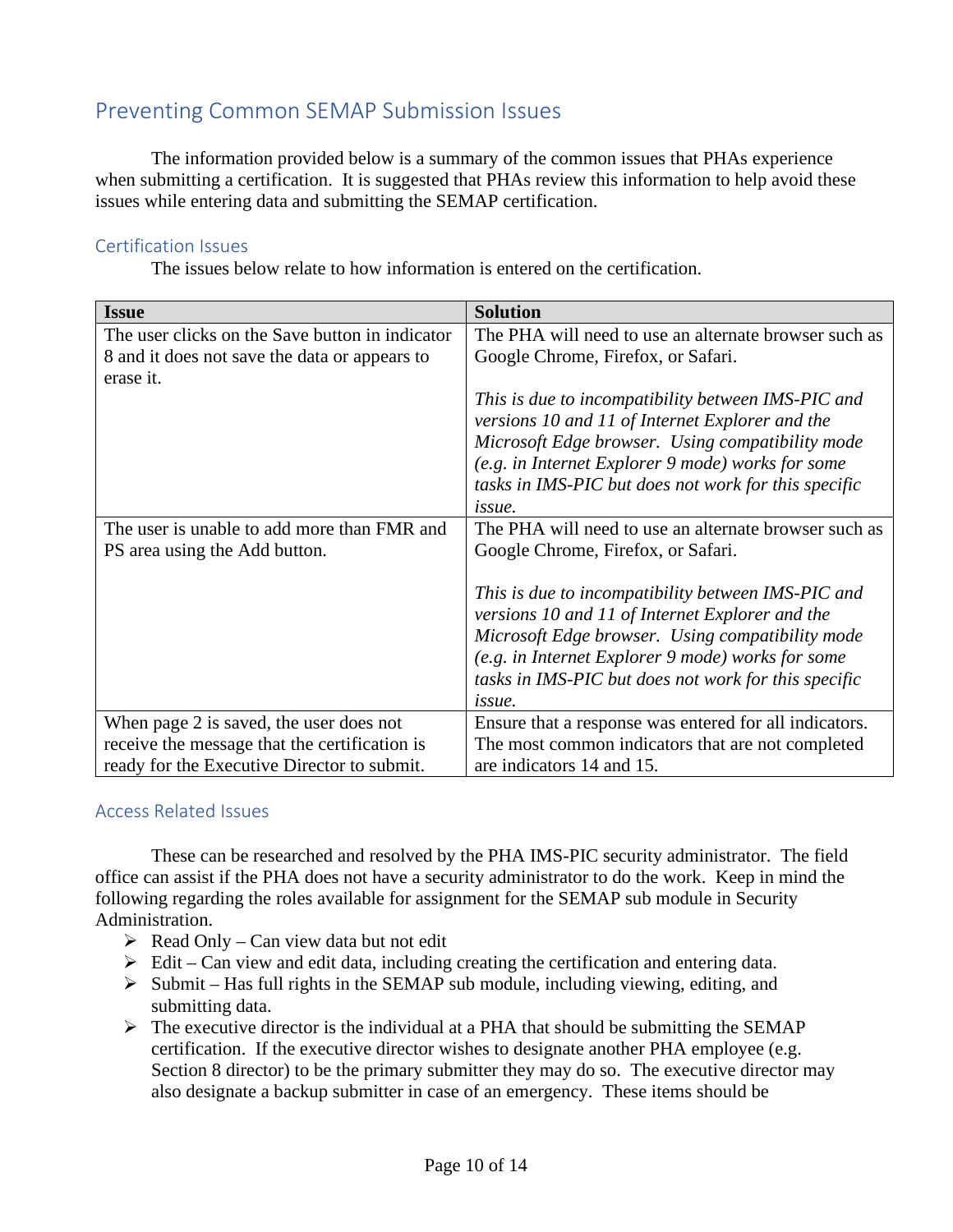## Preventing Common SEMAP Submission Issues

The information provided below is a summary of the common issues that PHAs experience when submitting a certification. It is suggested that PHAs review this information to help avoid these issues while entering data and submitting the SEMAP certification.

### Certification Issues

The issues below relate to how information is entered on the certification.

| Issue | Solution |
|---|---|
| The user clicks on the Save button in indicator 8 and it does not save the data or appears to erase it. | The PHA will need to use an alternate browser such as Google Chrome, Firefox, or Safari.<br><br>*This is due to incompatibility between IMS-PIC and versions 10 and 11 of Internet Explorer and the Microsoft Edge browser. Using compatibility mode (e.g. in Internet Explorer 9 mode) works for some tasks in IMS-PIC but does not work for this specific issue.* |
| The user is unable to add more than FMR and PS area using the Add button. | The PHA will need to use an alternate browser such as Google Chrome, Firefox, or Safari.<br><br>*This is due to incompatibility between IMS-PIC and versions 10 and 11 of Internet Explorer and the Microsoft Edge browser. Using compatibility mode (e.g. in Internet Explorer 9 mode) works for some tasks in IMS-PIC but does not work for this specific issue.* |
| When page 2 is saved, the user does not receive the message that the certification is ready for the Executive Director to submit. | Ensure that a response was entered for all indicators. The most common indicators that are not completed are indicators 14 and 15. |

### Access Related Issues

These can be researched and resolved by the PHA IMS-PIC security administrator. The field office can assist if the PHA does not have a security administrator to do the work. Keep in mind the following regarding the roles available for assignment for the SEMAP sub module in Security Administration.

- Read Only – Can view data but not edit
- Edit – Can view and edit data, including creating the certification and entering data.
- Submit – Has full rights in the SEMAP sub module, including viewing, editing, and submitting data.
- The executive director is the individual at a PHA that should be submitting the SEMAP certification. If the executive director wishes to designate another PHA employee (e.g. Section 8 director) to be the primary submitter they may do so. The executive director may also designate a backup submitter in case of an emergency. These items should be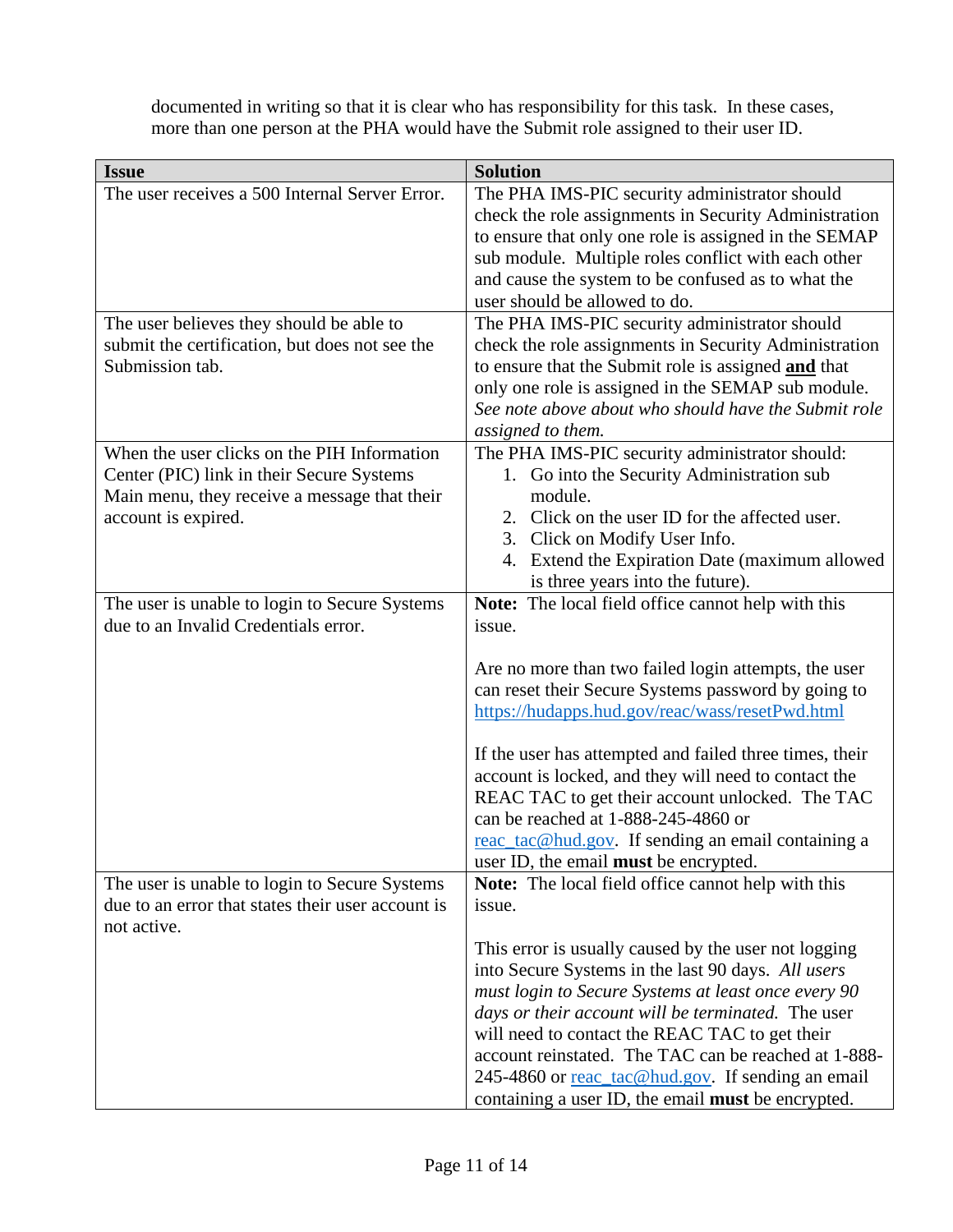documented in writing so that it is clear who has responsibility for this task. In these cases, more than one person at the PHA would have the Submit role assigned to their user ID.

| Issue | Solution |
|---|---|
| The user receives a 500 Internal Server Error. | The PHA IMS-PIC security administrator should check the role assignments in Security Administration to ensure that only one role is assigned in the SEMAP sub module. Multiple roles conflict with each other and cause the system to be confused as to what the user should be allowed to do. |
| The user believes they should be able to submit the certification, but does not see the Submission tab. | The PHA IMS-PIC security administrator should check the role assignments in Security Administration to ensure that the Submit role is assigned **and** that only one role is assigned in the SEMAP sub module. *See note above about who should have the Submit role assigned to them.* |
| When the user clicks on the PIH Information Center (PIC) link in their Secure Systems Main menu, they receive a message that their account is expired. | The PHA IMS-PIC security administrator should: 1. Go into the Security Administration sub module. 2. Click on the user ID for the affected user. 3. Click on Modify User Info. 4. Extend the Expiration Date (maximum allowed is three years into the future). |
| The user is unable to login to Secure Systems due to an Invalid Credentials error. | **Note:** The local field office cannot help with this issue.<br><br>Are no more than two failed login attempts, the user can reset their Secure Systems password by going to https://hudapps.hud.gov/reac/wass/resetPwd.html<br><br>If the user has attempted and failed three times, their account is locked, and they will need to contact the REAC TAC to get their account unlocked. The TAC can be reached at 1-888-245-4860 or reac_tac@hud.gov. If sending an email containing a user ID, the email **must** be encrypted. |
| The user is unable to login to Secure Systems due to an error that states their user account is not active. | **Note:** The local field office cannot help with this issue.<br><br>This error is usually caused by the user not logging into Secure Systems in the last 90 days. *All users must login to Secure Systems at least once every 90 days or their account will be terminated.* The user will need to contact the REAC TAC to get their account reinstated. The TAC can be reached at 1-888-245-4860 or reac_tac@hud.gov. If sending an email containing a user ID, the email **must** be encrypted. |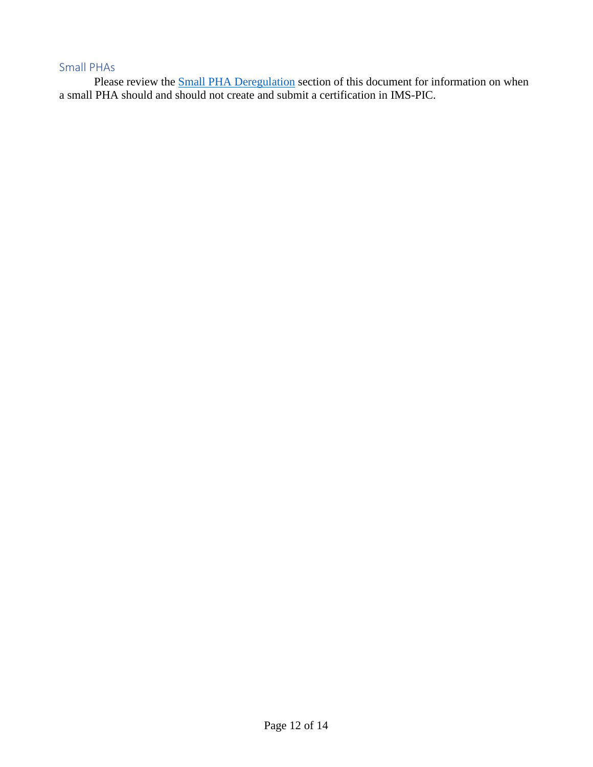## Small PHAs

Please review the Small PHA Deregulation section of this document for information on when a small PHA should and should not create and submit a certification in IMS-PIC.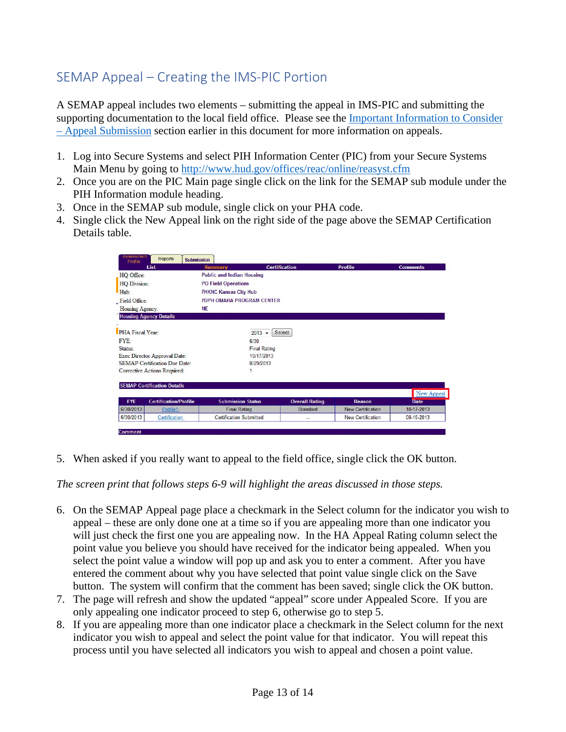## SEMAP Appeal – Creating the IMS-PIC Portion

A SEMAP appeal includes two elements – submitting the appeal in IMS-PIC and submitting the supporting documentation to the local field office. Please see the Important Information to Consider – Appeal Submission section earlier in this document for more information on appeals.

1. Log into Secure Systems and select PIH Information Center (PIC) from your Secure Systems Main Menu by going to http://www.hud.gov/offices/reac/online/reasyst.cfm
2. Once you are on the PIC Main page single click on the link for the SEMAP sub module under the PIH Information module heading.
3. Once in the SEMAP sub module, single click on your PHA code.
4. Single click the New Appeal link on the right side of the page above the SEMAP Certification Details table.

Assessment Profile | Reports | Submission

List | Summary | Certification | Profile | Comments

| | |
|---|---|
| HQ Office: | Public and Indian Housing |
| HQ Division: | PO Field Operations |
| Hub: | 7HKNC Kansas City Hub |
| Field Office: | 7DPH OMAHA PROGRAM CENTER |
| Housing Agency: | NE |

**Housing Agency Details**

| | |
|---|---|
| PHA Fiscal Year: | 2013 Select |
| FYE: | 6/30 |
| Status: | Final Rating |
| Exec Director Approval Date: | 10/17/2013 |
| SEMAP Certification Due Date: | 8/29/2013 |
| Corrective Actions Required: | 1 |

**SEMAP Certification Details**

New Appeal

| FYE | Certification/Profile | Submission Status | Overall Rating | Reason | Date |
|---|---|---|---|---|---|
| 6/30/2013 | Profile1 | Final Rating | Standard | New Certification | 10-17-2013 |
| 6/30/2013 | Certification | Certification Submitted | -- | New Certification | 08-15-2013 |

Comment

5. When asked if you really want to appeal to the field office, single click the OK button.

*The screen print that follows steps 6-9 will highlight the areas discussed in those steps.*

6. On the SEMAP Appeal page place a checkmark in the Select column for the indicator you wish to appeal – these are only done one at a time so if you are appealing more than one indicator you will just check the first one you are appealing now. In the HA Appeal Rating column select the point value you believe you should have received for the indicator being appealed. When you select the point value a window will pop up and ask you to enter a comment. After you have entered the comment about why you have selected that point value single click on the Save button. The system will confirm that the comment has been saved; single click the OK button.
7. The page will refresh and show the updated "appeal" score under Appealed Score. If you are only appealing one indicator proceed to step 6, otherwise go to step 5.
8. If you are appealing more than one indicator place a checkmark in the Select column for the next indicator you wish to appeal and select the point value for that indicator. You will repeat this process until you have selected all indicators you wish to appeal and chosen a point value.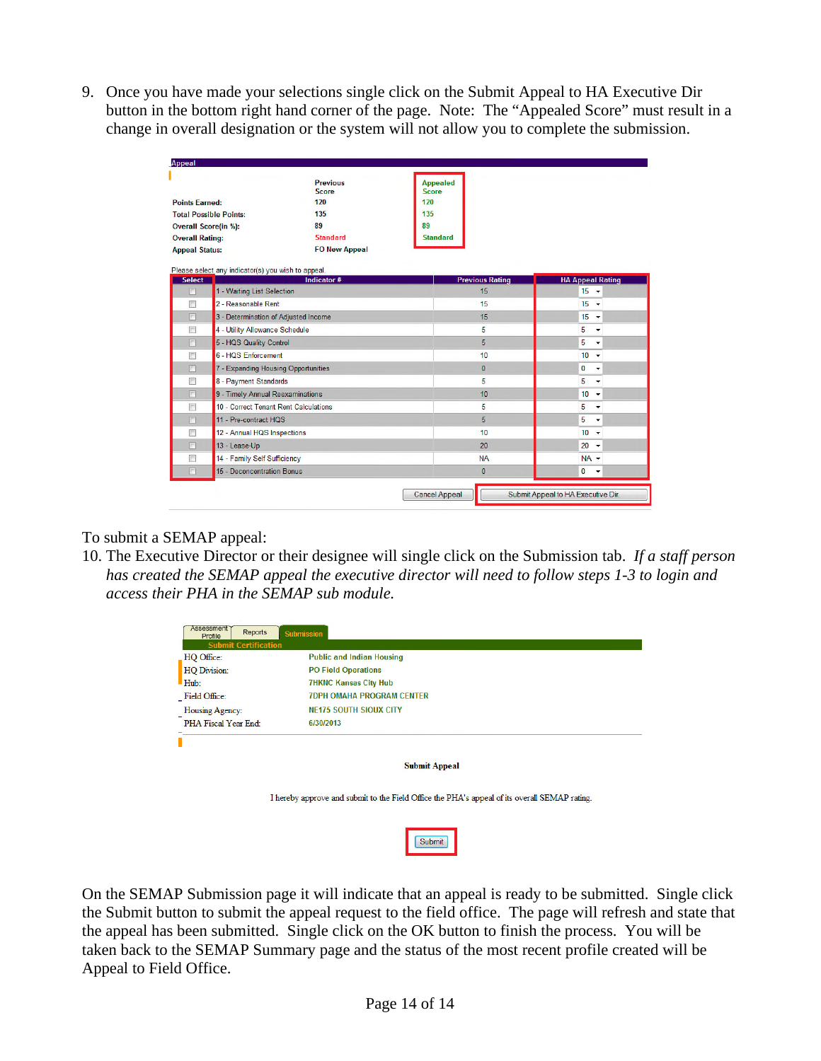9. Once you have made your selections single click on the Submit Appeal to HA Executive Dir button in the bottom right hand corner of the page. Note: The "Appealed Score" must result in a change in overall designation or the system will not allow you to complete the submission.

Appeal

| | Previous Score | Appealed Score |
|---|---|---|
| Points Earned: | 120 | 120 |
| Total Possible Points: | 135 | 135 |
| Overall Score(in %): | 89 | 89 |
| Overall Rating: | Standard | Standard |
| Appeal Status: | FO New Appeal | |

Please select any indicator(s) you wish to appeal

| Select | Indicator # | Previous Rating | HA Appeal Rating |
|---|---|---|---|
| ☐ | 1 - Waiting List Selection | 15 | 15 |
| ☐ | 2 - Reasonable Rent | 15 | 15 |
| ☐ | 3 - Determination of Adjusted Income | 15 | 15 |
| ☐ | 4 - Utility Allowance Schedule | 5 | 5 |
| ☐ | 5 - HQS Quality Control | 5 | 5 |
| ☐ | 6 - HQS Enforcement | 10 | 10 |
| ☐ | 7 - Expanding Housing Opportunities | 0 | 0 |
| ☐ | 8 - Payment Standards | 5 | 5 |
| ☐ | 9 - Timely Annual Reexaminations | 10 | 10 |
| ☐ | 10 - Correct Tenant Rent Calculations | 5 | 5 |
| ☐ | 11 - Pre-contract HQS | 5 | 5 |
| ☐ | 12 - Annual HQS Inspections | 10 | 10 |
| ☐ | 13 - Lease-Up | 20 | 20 |
| ☐ | 14 - Family Self Sufficiency | NA | NA |
| ☐ | 15 - Deconcentration Bonus | 0 | 0 |

Cancel Appeal | Submit Appeal to HA Executive Dir.

To submit a SEMAP appeal:

10. The Executive Director or their designee will single click on the Submission tab. *If a staff person has created the SEMAP appeal the executive director will need to follow steps 1-3 to login and access their PHA in the SEMAP sub module.*

Assessment Profile | Reports | Submission

Submit Certification

| | |
|---|---|
| HQ Office: | Public and Indian Housing |
| HQ Division: | PO Field Operations |
| Hub: | 7HKNC Kansas City Hub |
| Field Office: | 7DPH OMAHA PROGRAM CENTER |
| Housing Agency: | NE175 SOUTH SIOUX CITY |
| PHA Fiscal Year End: | 6/30/2013 |

**Submit Appeal**

I hereby approve and submit to the Field Office the PHA's appeal of its overall SEMAP rating.

Submit

On the SEMAP Submission page it will indicate that an appeal is ready to be submitted. Single click the Submit button to submit the appeal request to the field office. The page will refresh and state that the appeal has been submitted. Single click on the OK button to finish the process. You will be taken back to the SEMAP Summary page and the status of the most recent profile created will be Appeal to Field Office.